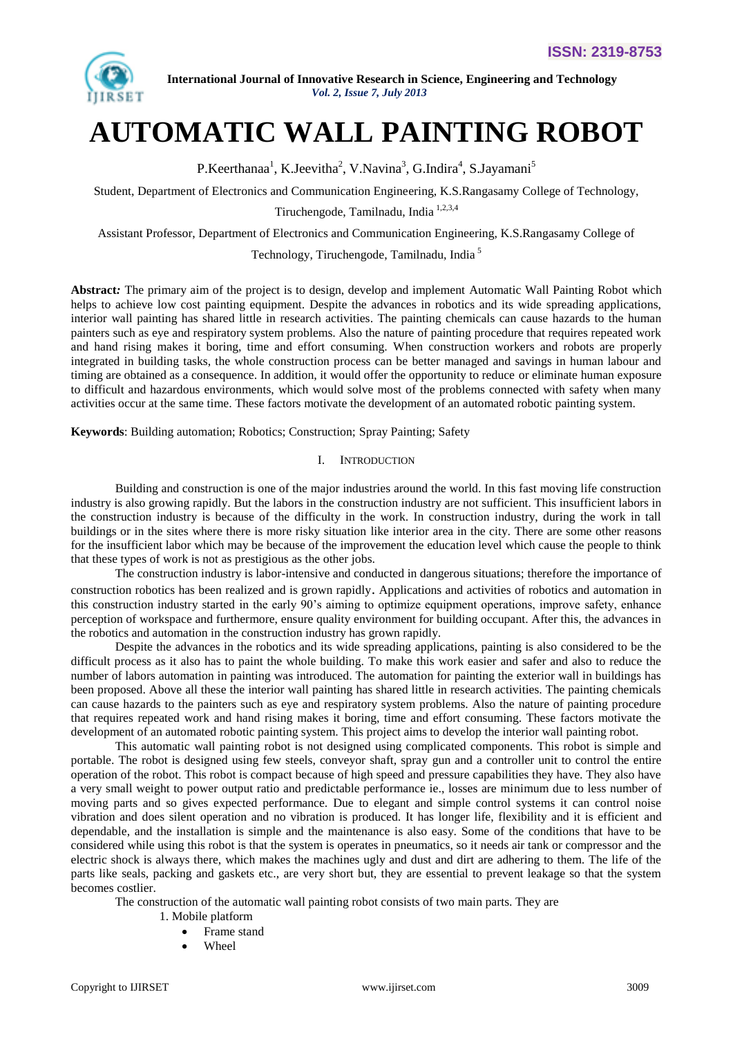# AUTOMATIC WALL PAINTING ROBOT

P.Keerthanaa[1], K.Jeevitha[2], V.Navina[3], G.Indira[4], S.Jayamani[5]

Student, Department of Electronics and Communication Engineering, K.S.Rangasamy College of Technology, Tiruchengode, Tamilnadu, India [1,2,3,4]

Assistant Professor, Department of Electronics and Communication Engineering, K.S.Rangasamy College of Technology, Tiruchengode, Tamilnadu, India [5]

**Abstract*:*** The primary aim of the project is to design, develop and implement Automatic Wall Painting Robot which helps to achieve low cost painting equipment. Despite the advances in robotics and its wide spreading applications, interior wall painting has shared little in research activities. The painting chemicals can cause hazards to the human painters such as eye and respiratory system problems. Also the nature of painting procedure that requires repeated work and hand rising makes it boring, time and effort consuming. When construction workers and robots are properly integrated in building tasks, the whole construction process can be better managed and savings in human labour and timing are obtained as a consequence. In addition, it would offer the opportunity to reduce or eliminate human exposure to difficult and hazardous environments, which would solve most of the problems connected with safety when many activities occur at the same time. These factors motivate the development of an automated robotic painting system.

**Keywords**: Building automation; Robotics; Construction; Spray Painting; Safety

## I. INTRODUCTION

Building and construction is one of the major industries around the world. In this fast moving life construction industry is also growing rapidly. But the labors in the construction industry are not sufficient. This insufficient labors in the construction industry is because of the difficulty in the work. In construction industry, during the work in tall buildings or in the sites where there is more risky situation like interior area in the city. There are some other reasons for the insufficient labor which may be because of the improvement the education level which cause the people to think that these types of work is not as prestigious as the other jobs.

The construction industry is labor-intensive and conducted in dangerous situations; therefore the importance of construction robotics has been realized and is grown rapidly. Applications and activities of robotics and automation in this construction industry started in the early 90's aiming to optimize equipment operations, improve safety, enhance perception of workspace and furthermore, ensure quality environment for building occupant. After this, the advances in the robotics and automation in the construction industry has grown rapidly.

Despite the advances in the robotics and its wide spreading applications, painting is also considered to be the difficult process as it also has to paint the whole building. To make this work easier and safer and also to reduce the number of labors automation in painting was introduced. The automation for painting the exterior wall in buildings has been proposed. Above all these the interior wall painting has shared little in research activities. The painting chemicals can cause hazards to the painters such as eye and respiratory system problems. Also the nature of painting procedure that requires repeated work and hand rising makes it boring, time and effort consuming. These factors motivate the development of an automated robotic painting system. This project aims to develop the interior wall painting robot.

This automatic wall painting robot is not designed using complicated components. This robot is simple and portable. The robot is designed using few steels, conveyor shaft, spray gun and a controller unit to control the entire operation of the robot. This robot is compact because of high speed and pressure capabilities they have. They also have a very small weight to power output ratio and predictable performance ie., losses are minimum due to less number of moving parts and so gives expected performance. Due to elegant and simple control systems it can control noise vibration and does silent operation and no vibration is produced. It has longer life, flexibility and it is efficient and dependable, and the installation is simple and the maintenance is also easy. Some of the conditions that have to be considered while using this robot is that the system is operates in pneumatics, so it needs air tank or compressor and the electric shock is always there, which makes the machines ugly and dust and dirt are adhering to them. The life of the parts like seals, packing and gaskets etc., are very short but, they are essential to prevent leakage so that the system becomes costlier.

The construction of the automatic wall painting robot consists of two main parts. They are

1. Mobile platform
   - Frame stand
   - Wheel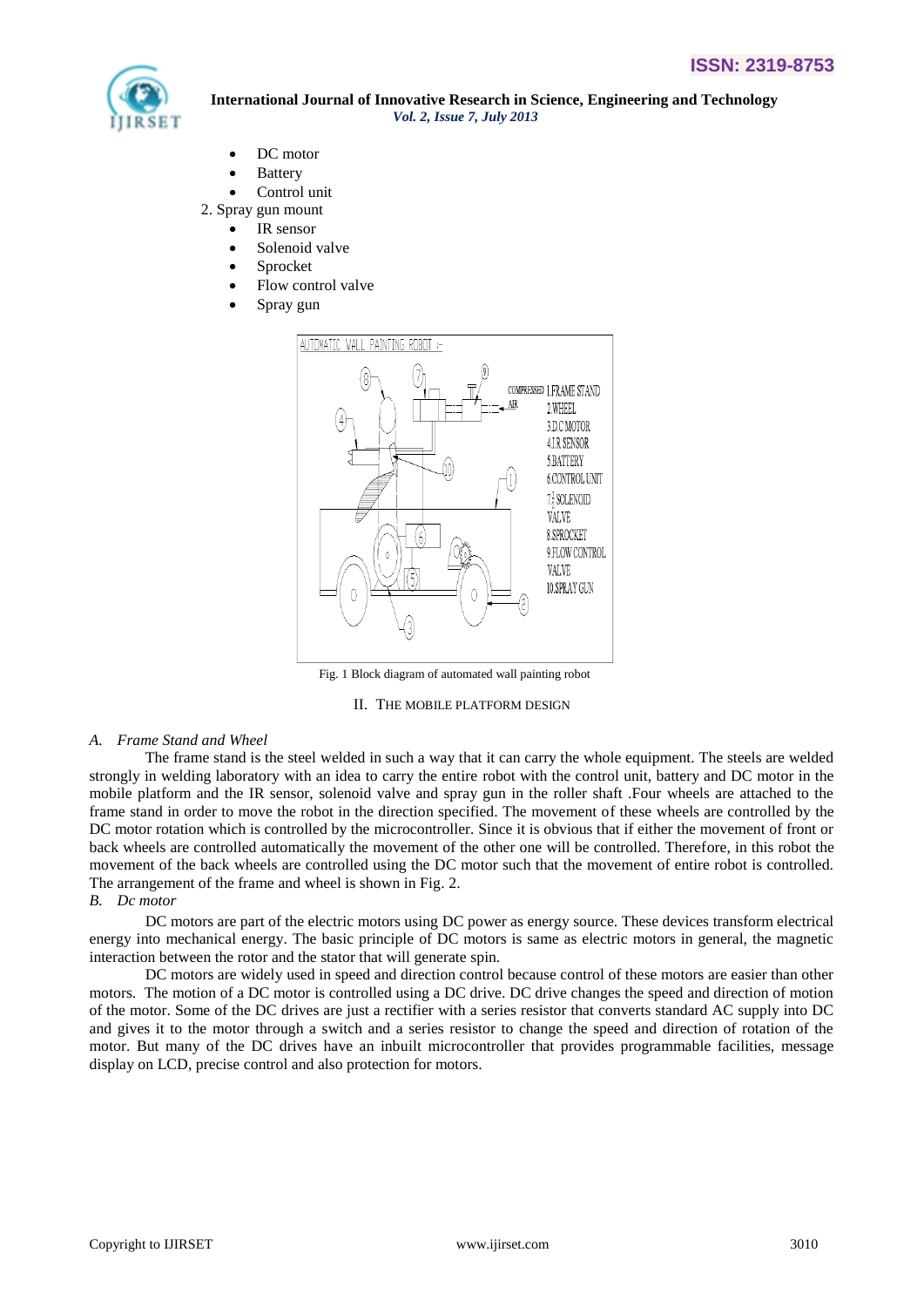- DC motor
- Battery
- Control unit

2. Spray gun mount
   - IR sensor
   - Solenoid valve
   - Sprocket
   - Flow control valve
   - Spray gun

Fig. 1 Block diagram of automated wall painting robot

## II. THE MOBILE PLATFORM DESIGN

### *A. Frame Stand and Wheel*

The frame stand is the steel welded in such a way that it can carry the whole equipment. The steels are welded strongly in welding laboratory with an idea to carry the entire robot with the control unit, battery and DC motor in the mobile platform and the IR sensor, solenoid valve and spray gun in the roller shaft .Four wheels are attached to the frame stand in order to move the robot in the direction specified. The movement of these wheels are controlled by the DC motor rotation which is controlled by the microcontroller. Since it is obvious that if either the movement of front or back wheels are controlled automatically the movement of the other one will be controlled. Therefore, in this robot the movement of the back wheels are controlled using the DC motor such that the movement of entire robot is controlled. The arrangement of the frame and wheel is shown in Fig. 2.

### *B. Dc motor*

DC motors are part of the electric motors using DC power as energy source. These devices transform electrical energy into mechanical energy. The basic principle of DC motors is same as electric motors in general, the magnetic interaction between the rotor and the stator that will generate spin.

DC motors are widely used in speed and direction control because control of these motors are easier than other motors. The motion of a DC motor is controlled using a DC drive. DC drive changes the speed and direction of motion of the motor. Some of the DC drives are just a rectifier with a series resistor that converts standard AC supply into DC and gives it to the motor through a switch and a series resistor to change the speed and direction of rotation of the motor. But many of the DC drives have an inbuilt microcontroller that provides programmable facilities, message display on LCD, precise control and also protection for motors.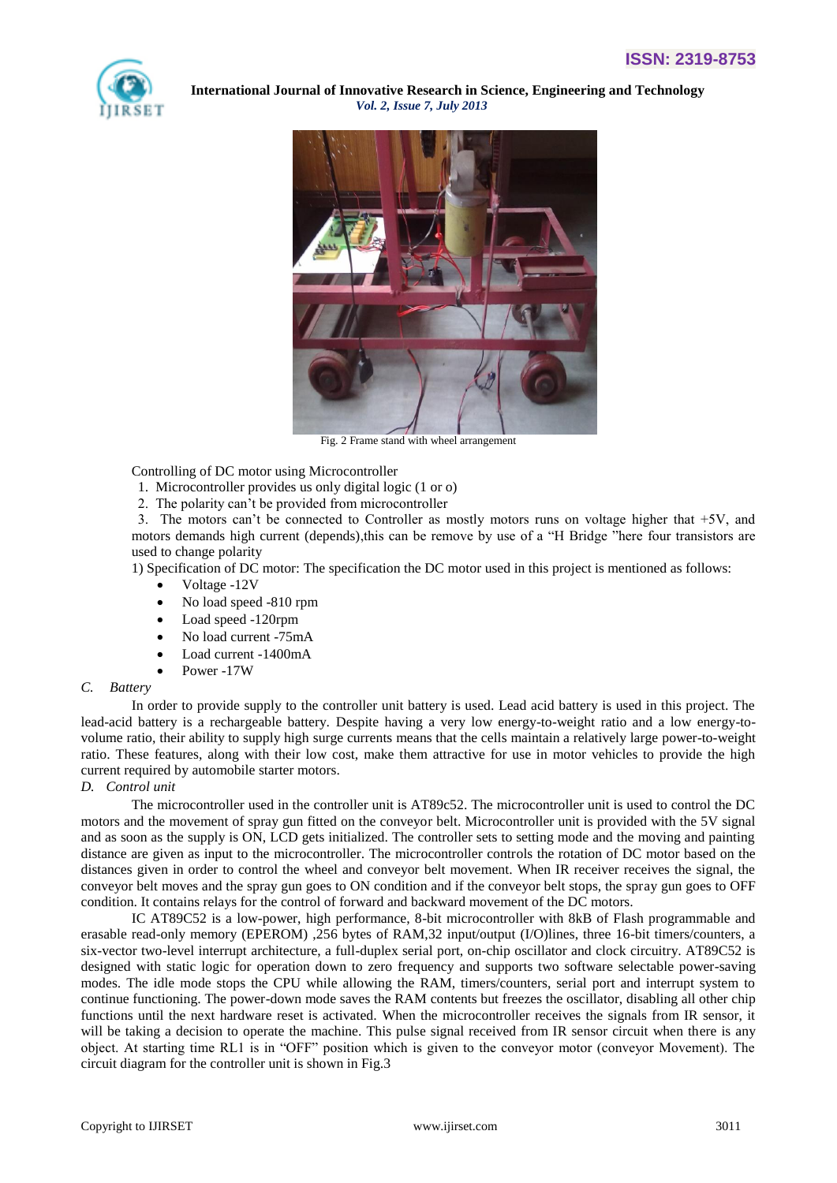Fig. 2 Frame stand with wheel arrangement

Controlling of DC motor using Microcontroller

1. Microcontroller provides us only digital logic (1 or o)
2. The polarity can't be provided from microcontroller
3. The motors can't be connected to Controller as mostly motors runs on voltage higher that +5V, and motors demands high current (depends),this can be remove by use of a "H Bridge "here four transistors are used to change polarity

1) Specification of DC motor: The specification the DC motor used in this project is mentioned as follows:

- Voltage -12V
- No load speed -810 rpm
- Load speed -120rpm
- No load current -75mA
- Load current -1400mA
- Power -17W

### *C. Battery*

In order to provide supply to the controller unit battery is used. Lead acid battery is used in this project. The lead-acid battery is a rechargeable battery. Despite having a very low energy-to-weight ratio and a low energy-to-volume ratio, their ability to supply high surge currents means that the cells maintain a relatively large power-to-weight ratio. These features, along with their low cost, make them attractive for use in motor vehicles to provide the high current required by automobile starter motors.

### *D. Control unit*

The microcontroller used in the controller unit is AT89c52. The microcontroller unit is used to control the DC motors and the movement of spray gun fitted on the conveyor belt. Microcontroller unit is provided with the 5V signal and as soon as the supply is ON, LCD gets initialized. The controller sets to setting mode and the moving and painting distance are given as input to the microcontroller. The microcontroller controls the rotation of DC motor based on the distances given in order to control the wheel and conveyor belt movement. When IR receiver receives the signal, the conveyor belt moves and the spray gun goes to ON condition and if the conveyor belt stops, the spray gun goes to OFF condition. It contains relays for the control of forward and backward movement of the DC motors.

IC AT89C52 is a low-power, high performance, 8-bit microcontroller with 8kB of Flash programmable and erasable read-only memory (EPEROM) ,256 bytes of RAM,32 input/output (I/O)lines, three 16-bit timers/counters, a six-vector two-level interrupt architecture, a full-duplex serial port, on-chip oscillator and clock circuitry. AT89C52 is designed with static logic for operation down to zero frequency and supports two software selectable power-saving modes. The idle mode stops the CPU while allowing the RAM, timers/counters, serial port and interrupt system to continue functioning. The power-down mode saves the RAM contents but freezes the oscillator, disabling all other chip functions until the next hardware reset is activated. When the microcontroller receives the signals from IR sensor, it will be taking a decision to operate the machine. This pulse signal received from IR sensor circuit when there is any object. At starting time RL1 is in "OFF" position which is given to the conveyor motor (conveyor Movement). The circuit diagram for the controller unit is shown in Fig.3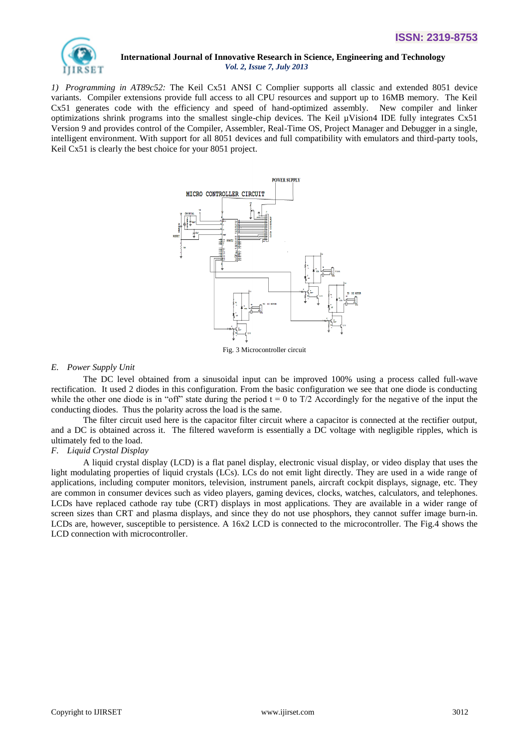*1) Programming in AT89c52:* The Keil Cx51 ANSI C Complier supports all classic and extended 8051 device variants. Compiler extensions provide full access to all CPU resources and support up to 16MB memory. The Keil Cx51 generates code with the efficiency and speed of hand-optimized assembly. New compiler and linker optimizations shrink programs into the smallest single-chip devices. The Keil µVision4 IDE fully integrates Cx51 Version 9 and provides control of the Compiler, Assembler, Real-Time OS, Project Manager and Debugger in a single, intelligent environment. With support for all 8051 devices and full compatibility with emulators and third-party tools, Keil Cx51 is clearly the best choice for your 8051 project.

Fig. 3 Microcontroller circuit

### *E. Power Supply Unit*

The DC level obtained from a sinusoidal input can be improved 100% using a process called full-wave rectification. It used 2 diodes in this configuration. From the basic configuration we see that one diode is conducting while the other one diode is in "off" state during the period $t = 0$ to $T/2$ Accordingly for the negative of the input the conducting diodes. Thus the polarity across the load is the same.

The filter circuit used here is the capacitor filter circuit where a capacitor is connected at the rectifier output, and a DC is obtained across it. The filtered waveform is essentially a DC voltage with negligible ripples, which is ultimately fed to the load.

### *F. Liquid Crystal Display*

A liquid crystal display (LCD) is a flat panel display, electronic visual display, or video display that uses the light modulating properties of liquid crystals (LCs). LCs do not emit light directly. They are used in a wide range of applications, including computer monitors, television, instrument panels, aircraft cockpit displays, signage, etc. They are common in consumer devices such as video players, gaming devices, clocks, watches, calculators, and telephones. LCDs have replaced cathode ray tube (CRT) displays in most applications. They are available in a wider range of screen sizes than CRT and plasma displays, and since they do not use phosphors, they cannot suffer image burn-in. LCDs are, however, susceptible to persistence. A 16x2 LCD is connected to the microcontroller. The Fig.4 shows the LCD connection with microcontroller.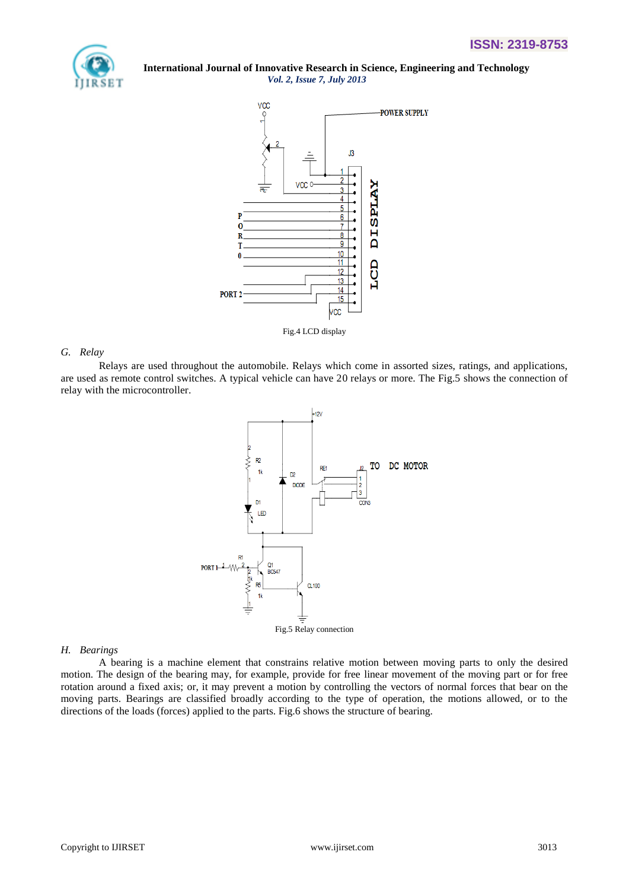Fig.4 LCD display

## G. Relay

Relays are used throughout the automobile. Relays which come in assorted sizes, ratings, and applications, are used as remote control switches. A typical vehicle can have 20 relays or more. The Fig.5 shows the connection of relay with the microcontroller.

Fig.5 Relay connection

## H. Bearings

A bearing is a machine element that constrains relative motion between moving parts to only the desired motion. The design of the bearing may, for example, provide for free linear movement of the moving part or for free rotation around a fixed axis; or, it may prevent a motion by controlling the vectors of normal forces that bear on the moving parts. Bearings are classified broadly according to the type of operation, the motions allowed, or to the directions of the loads (forces) applied to the parts. Fig.6 shows the structure of bearing.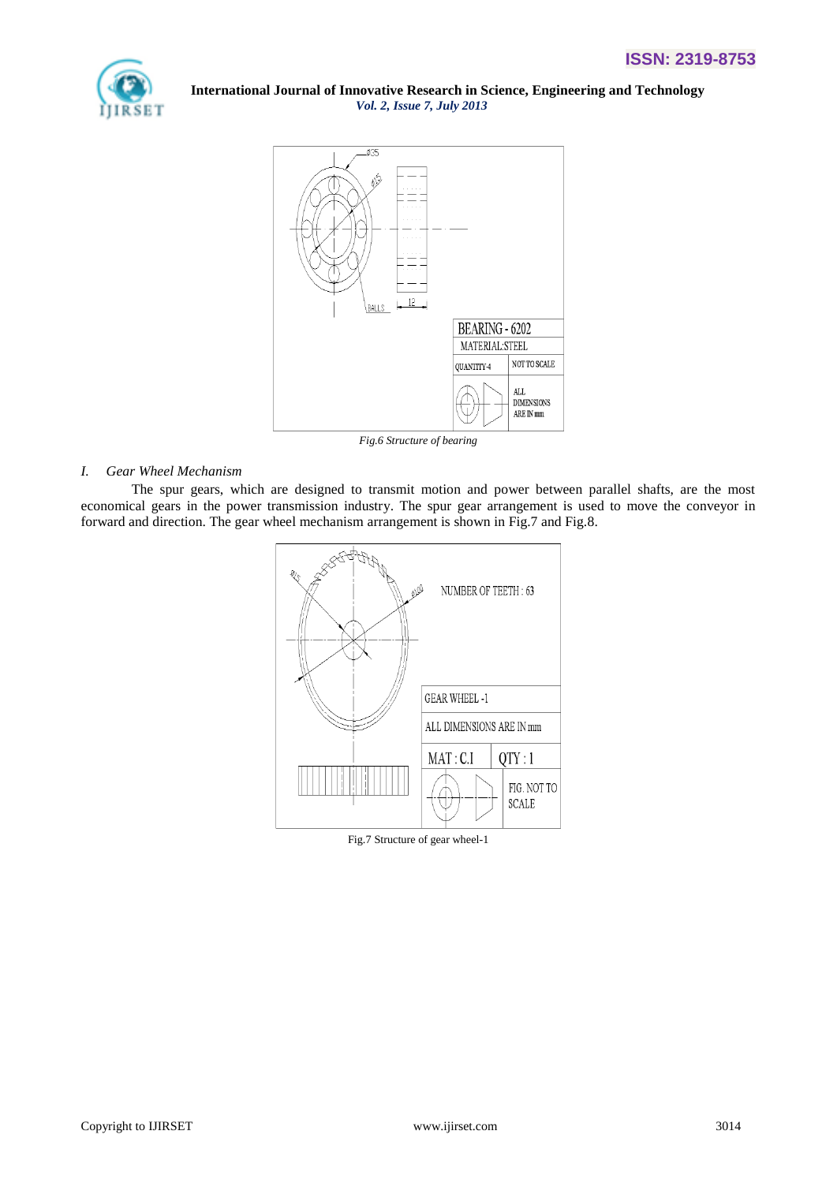Fig.6 Structure of bearing

### *I. Gear Wheel Mechanism*

The spur gears, which are designed to transmit motion and power between parallel shafts, are the most economical gears in the power transmission industry. The spur gear arrangement is used to move the conveyor in forward and direction. The gear wheel mechanism arrangement is shown in Fig.7 and Fig.8.

Fig.7 Structure of gear wheel-1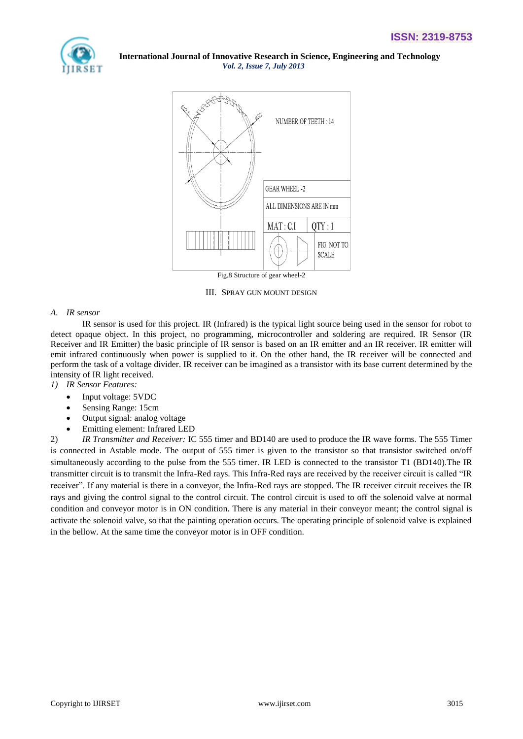Fig.8 Structure of gear wheel-2

## III. SPRAY GUN MOUNT DESIGN

### *A. IR sensor*

IR sensor is used for this project. IR (Infrared) is the typical light source being used in the sensor for robot to detect opaque object. In this project, no programming, microcontroller and soldering are required. IR Sensor (IR Receiver and IR Emitter) the basic principle of IR sensor is based on an IR emitter and an IR receiver. IR emitter will emit infrared continuously when power is supplied to it. On the other hand, the IR receiver will be connected and perform the task of a voltage divider. IR receiver can be imagined as a transistor with its base current determined by the intensity of IR light received.

*1) IR Sensor Features:*

- Input voltage: 5VDC
- Sensing Range: 15cm
- Output signal: analog voltage
- Emitting element: Infrared LED

2) *IR Transmitter and Receiver:* IC 555 timer and BD140 are used to produce the IR wave forms. The 555 Timer is connected in Astable mode. The output of 555 timer is given to the transistor so that transistor switched on/off simultaneously according to the pulse from the 555 timer. IR LED is connected to the transistor T1 (BD140).The IR transmitter circuit is to transmit the Infra-Red rays. This Infra-Red rays are received by the receiver circuit is called "IR receiver". If any material is there in a conveyor, the Infra-Red rays are stopped. The IR receiver circuit receives the IR rays and giving the control signal to the control circuit. The control circuit is used to off the solenoid valve at normal condition and conveyor motor is in ON condition. There is any material in their conveyor meant; the control signal is activate the solenoid valve, so that the painting operation occurs. The operating principle of solenoid valve is explained in the bellow. At the same time the conveyor motor is in OFF condition.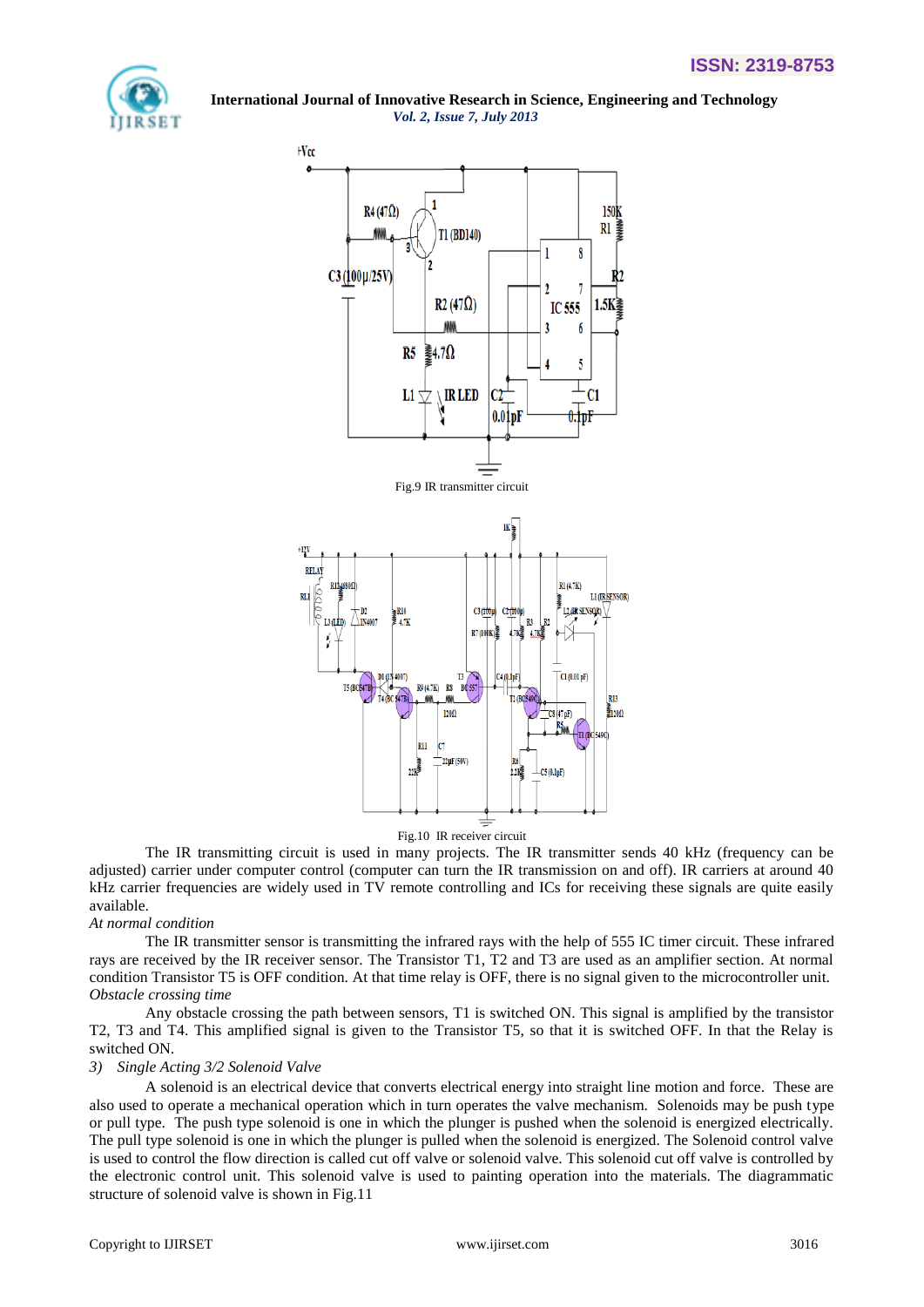Fig.9 IR transmitter circuit

Fig.10 IR receiver circuit

The IR transmitting circuit is used in many projects. The IR transmitter sends 40 kHz (frequency can be adjusted) carrier under computer control (computer can turn the IR transmission on and off). IR carriers at around 40 kHz carrier frequencies are widely used in TV remote controlling and ICs for receiving these signals are quite easily available.

*At normal condition*

The IR transmitter sensor is transmitting the infrared rays with the help of 555 IC timer circuit. These infrared rays are received by the IR receiver sensor. The Transistor T1, T2 and T3 are used as an amplifier section. At normal condition Transistor T5 is OFF condition. At that time relay is OFF, there is no signal given to the microcontroller unit.

*Obstacle crossing time*

Any obstacle crossing the path between sensors, T1 is switched ON. This signal is amplified by the transistor T2, T3 and T4. This amplified signal is given to the Transistor T5, so that it is switched OFF. In that the Relay is switched ON.

*3) Single Acting 3/2 Solenoid Valve*

A solenoid is an electrical device that converts electrical energy into straight line motion and force. These are also used to operate a mechanical operation which in turn operates the valve mechanism. Solenoids may be push type or pull type. The push type solenoid is one in which the plunger is pushed when the solenoid is energized electrically. The pull type solenoid is one in which the plunger is pulled when the solenoid is energized. The Solenoid control valve is used to control the flow direction is called cut off valve or solenoid valve. This solenoid cut off valve is controlled by the electronic control unit. This solenoid valve is used to painting operation into the materials. The diagrammatic structure of solenoid valve is shown in Fig.11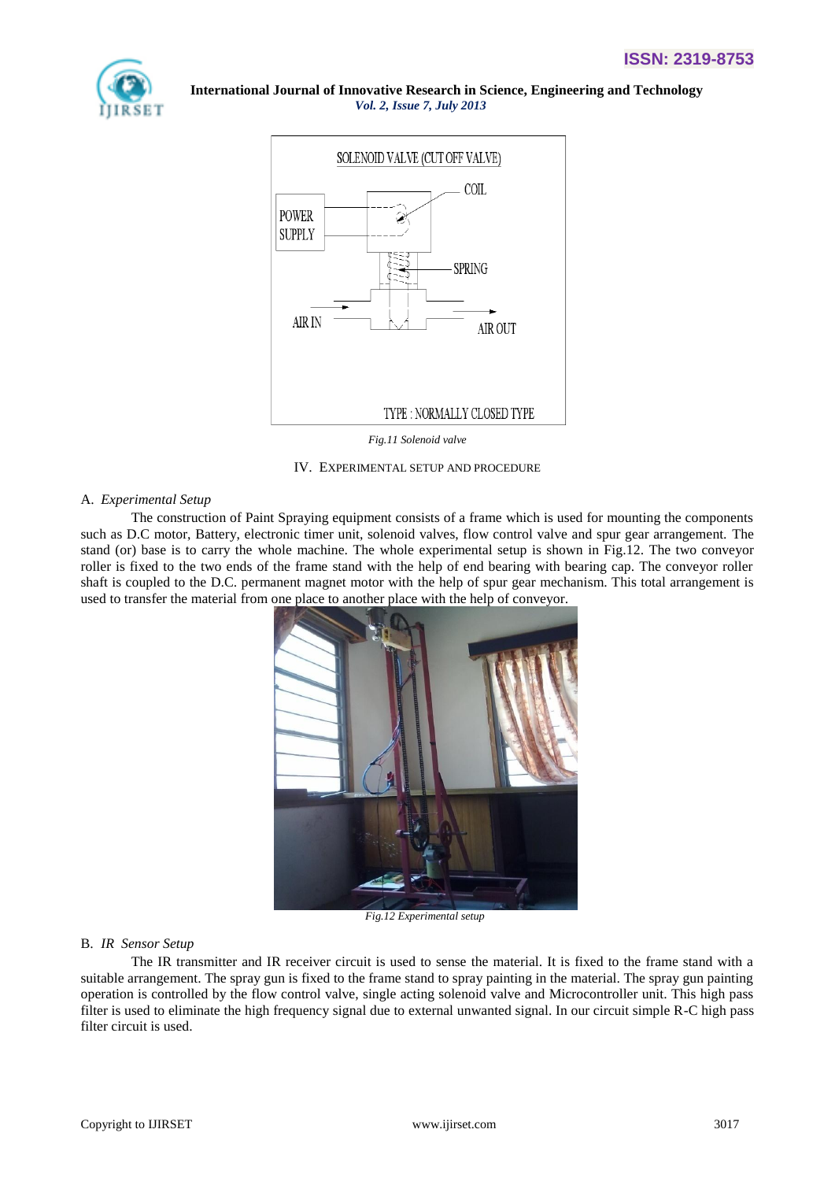Fig.11 Solenoid valve

## IV. EXPERIMENTAL SETUP AND PROCEDURE

### A. *Experimental Setup*

The construction of Paint Spraying equipment consists of a frame which is used for mounting the components such as D.C motor, Battery, electronic timer unit, solenoid valves, flow control valve and spur gear arrangement. The stand (or) base is to carry the whole machine. The whole experimental setup is shown in Fig.12. The two conveyor roller is fixed to the two ends of the frame stand with the help of end bearing with bearing cap. The conveyor roller shaft is coupled to the D.C. permanent magnet motor with the help of spur gear mechanism. This total arrangement is used to transfer the material from one place to another place with the help of conveyor.

*Fig.12 Experimental setup*

### B. *IR Sensor Setup*

The IR transmitter and IR receiver circuit is used to sense the material. It is fixed to the frame stand with a suitable arrangement. The spray gun is fixed to the frame stand to spray painting in the material. The spray gun painting operation is controlled by the flow control valve, single acting solenoid valve and Microcontroller unit. This high pass filter is used to eliminate the high frequency signal due to external unwanted signal. In our circuit simple R-C high pass filter circuit is used.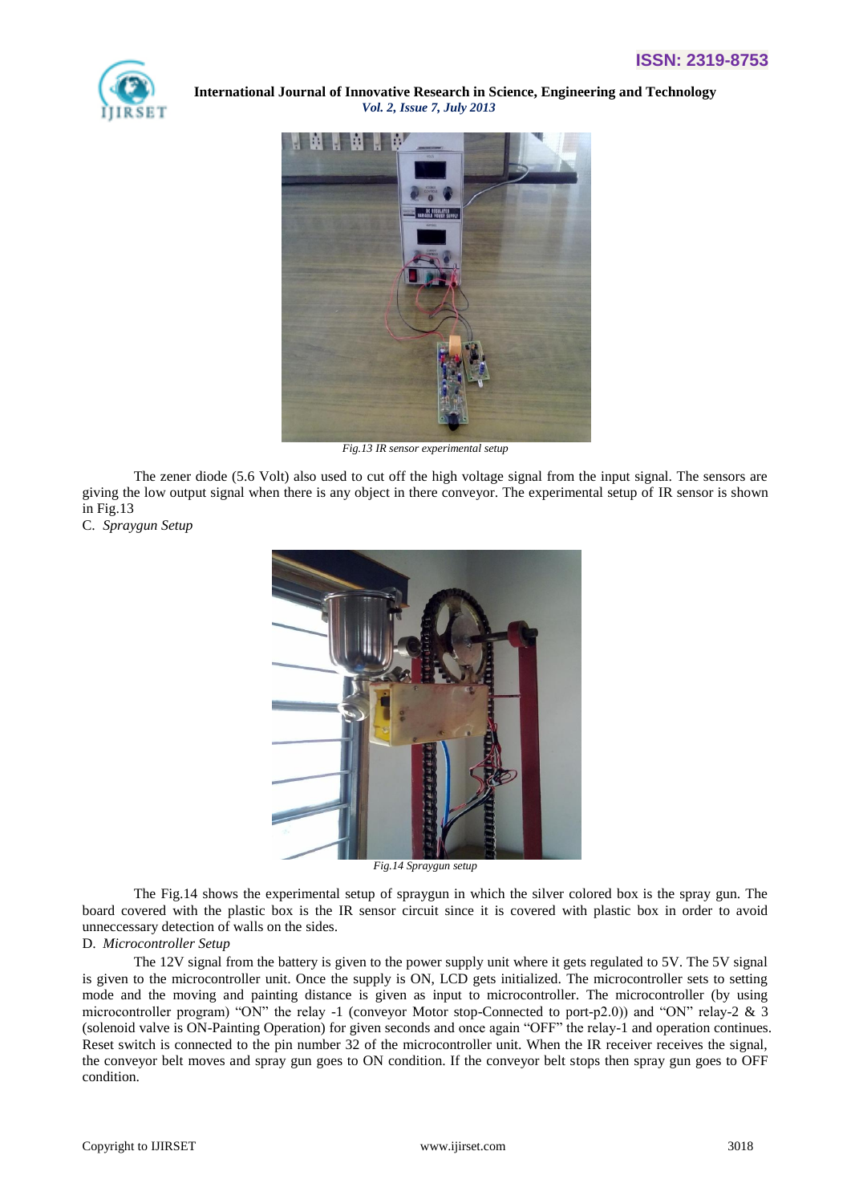Fig.13 IR sensor experimental setup

The zener diode (5.6 Volt) also used to cut off the high voltage signal from the input signal. The sensors are giving the low output signal when there is any object in there conveyor. The experimental setup of IR sensor is shown in Fig.13

C. *Spraygun Setup*

Fig.14 Spraygun setup

The Fig.14 shows the experimental setup of spraygun in which the silver colored box is the spray gun. The board covered with the plastic box is the IR sensor circuit since it is covered with plastic box in order to avoid unneccessary detection of walls on the sides.

D. *Microcontroller Setup*

The 12V signal from the battery is given to the power supply unit where it gets regulated to 5V. The 5V signal is given to the microcontroller unit. Once the supply is ON, LCD gets initialized. The microcontroller sets to setting mode and the moving and painting distance is given as input to microcontroller. The microcontroller (by using microcontroller program) "ON" the relay -1 (conveyor Motor stop-Connected to port-p2.0)) and "ON" relay-2 & 3 (solenoid valve is ON-Painting Operation) for given seconds and once again "OFF" the relay-1 and operation continues. Reset switch is connected to the pin number 32 of the microcontroller unit. When the IR receiver receives the signal, the conveyor belt moves and spray gun goes to ON condition. If the conveyor belt stops then spray gun goes to OFF condition.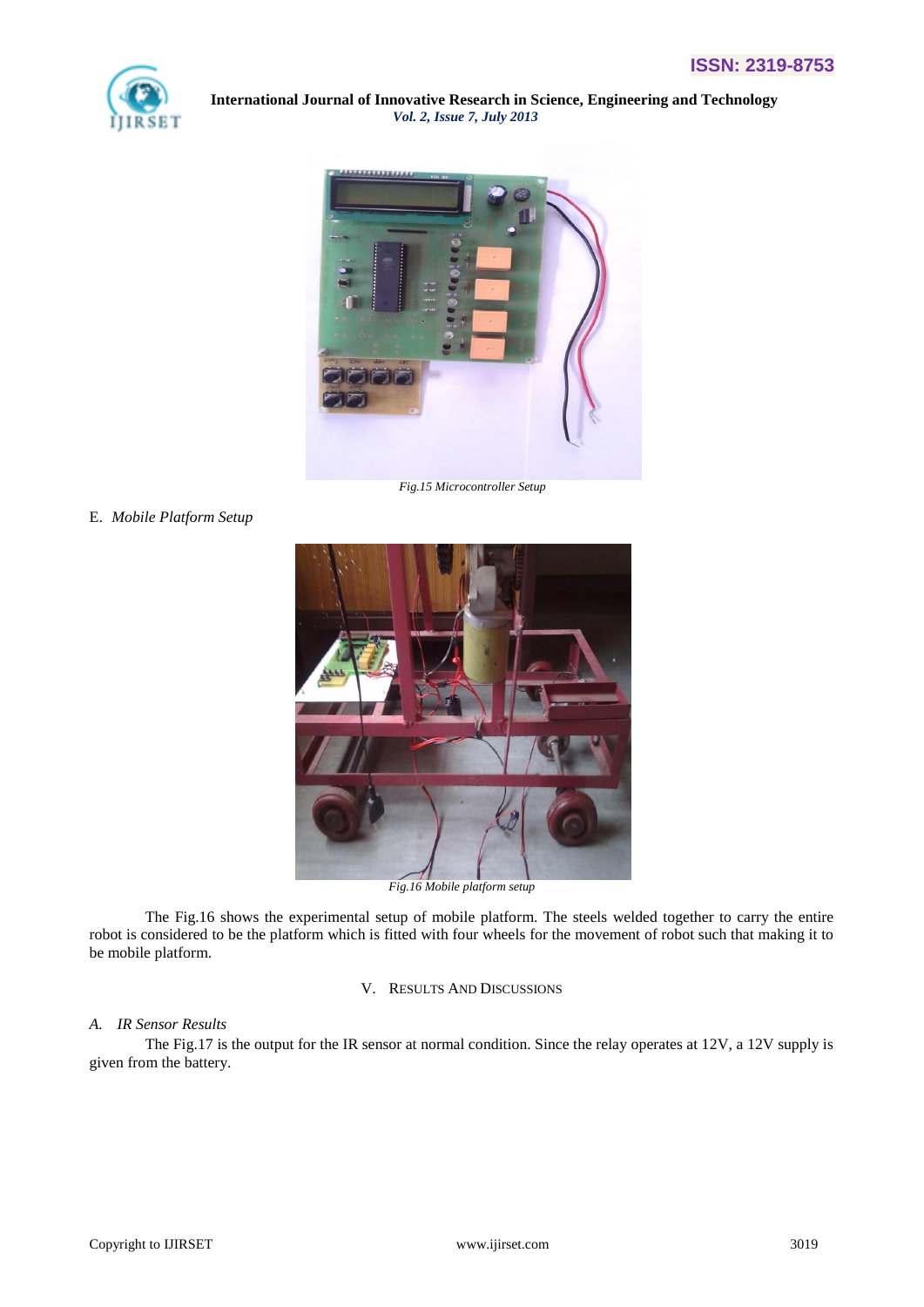Fig.15 Microcontroller Setup

E. *Mobile Platform Setup*

Fig.16 Mobile platform setup

The Fig.16 shows the experimental setup of mobile platform. The steels welded together to carry the entire robot is considered to be the platform which is fitted with four wheels for the movement of robot such that making it to be mobile platform.

## V. Results And Discussions

### A. *IR Sensor Results*

The Fig.17 is the output for the IR sensor at normal condition. Since the relay operates at 12V, a 12V supply is given from the battery.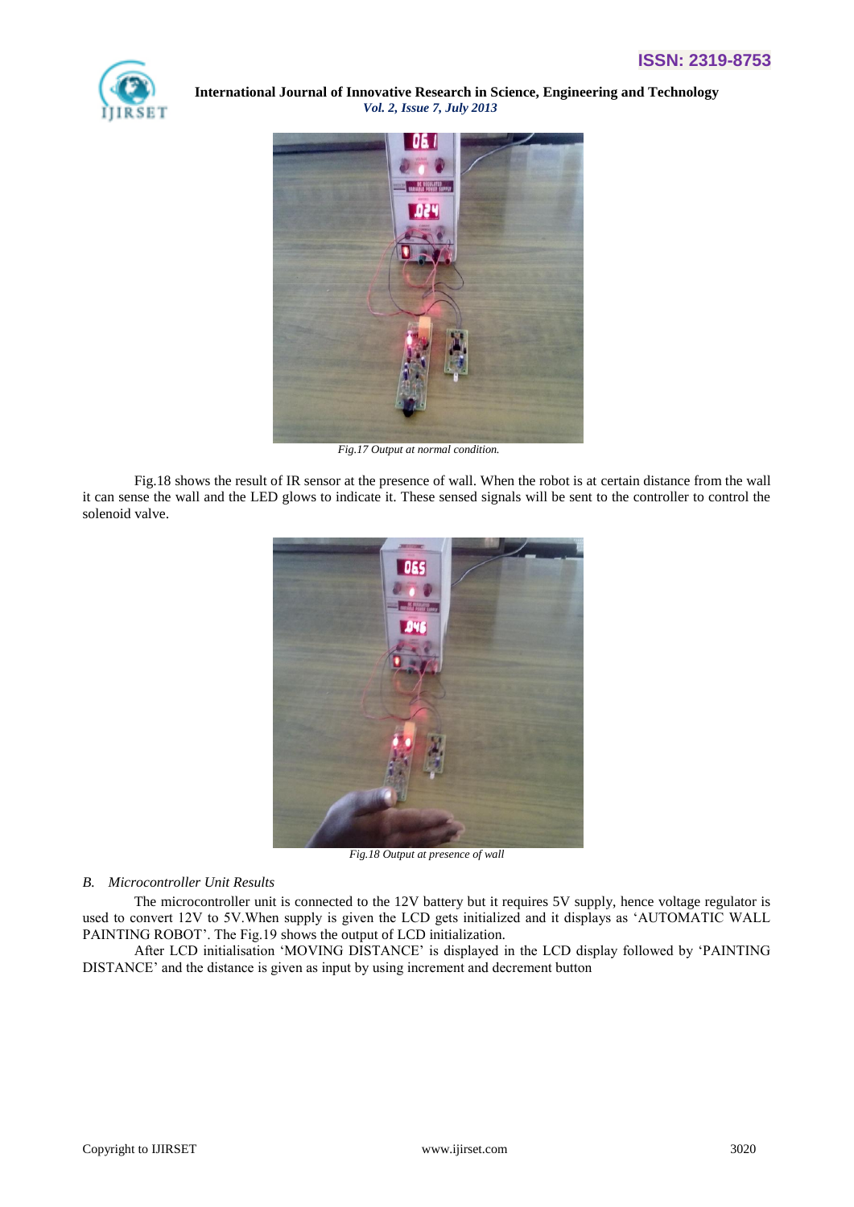Fig.17 Output at normal condition.

Fig.18 shows the result of IR sensor at the presence of wall. When the robot is at certain distance from the wall it can sense the wall and the LED glows to indicate it. These sensed signals will be sent to the controller to control the solenoid valve.

Fig.18 Output at presence of wall

### *B. Microcontroller Unit Results*

The microcontroller unit is connected to the 12V battery but it requires 5V supply, hence voltage regulator is used to convert 12V to 5V.When supply is given the LCD gets initialized and it displays as 'AUTOMATIC WALL PAINTING ROBOT'. The Fig.19 shows the output of LCD initialization.

After LCD initialisation 'MOVING DISTANCE' is displayed in the LCD display followed by 'PAINTING DISTANCE' and the distance is given as input by using increment and decrement button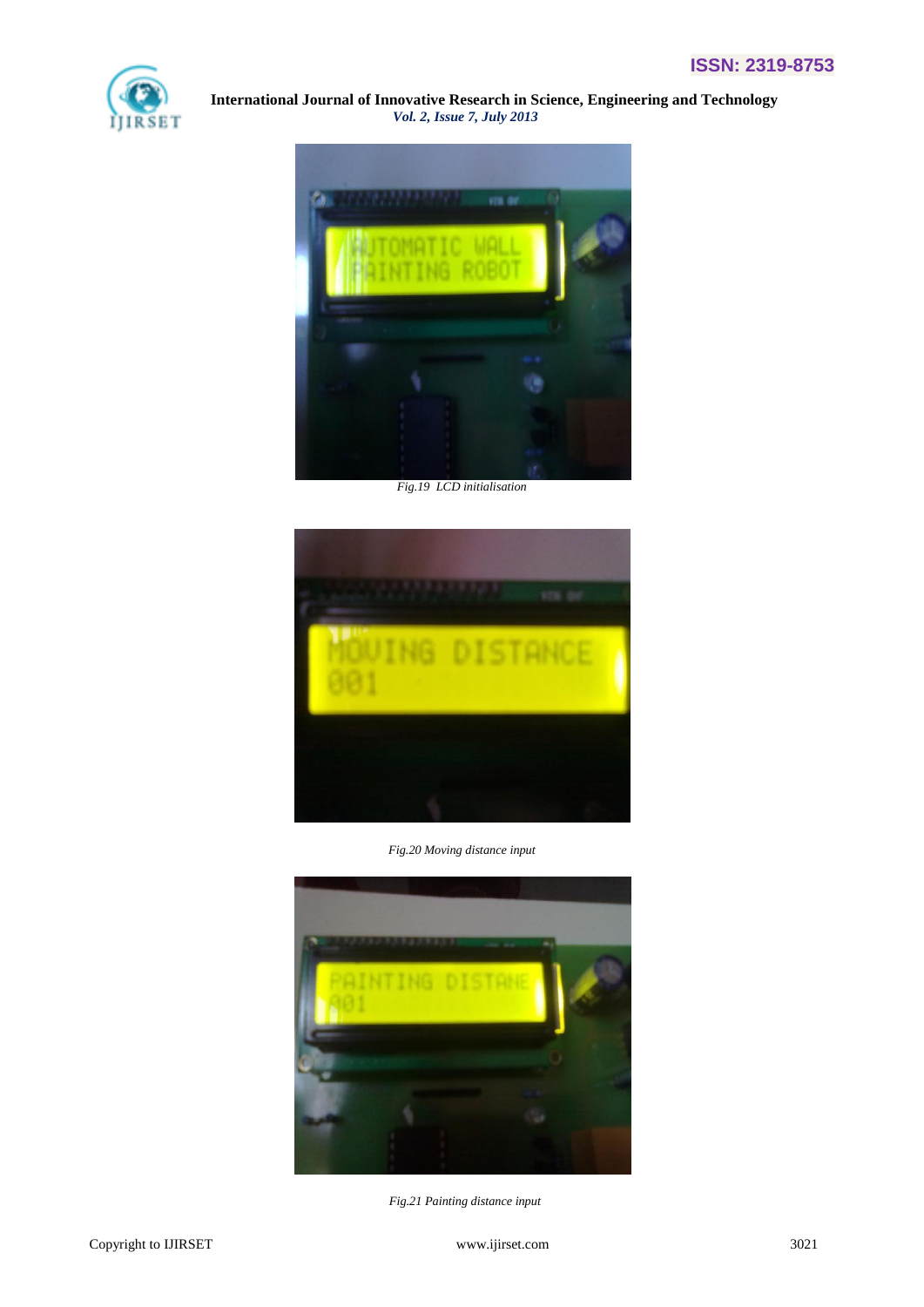Fig.19 LCD initialisation

Fig.20 Moving distance input

Fig.21 Painting distance input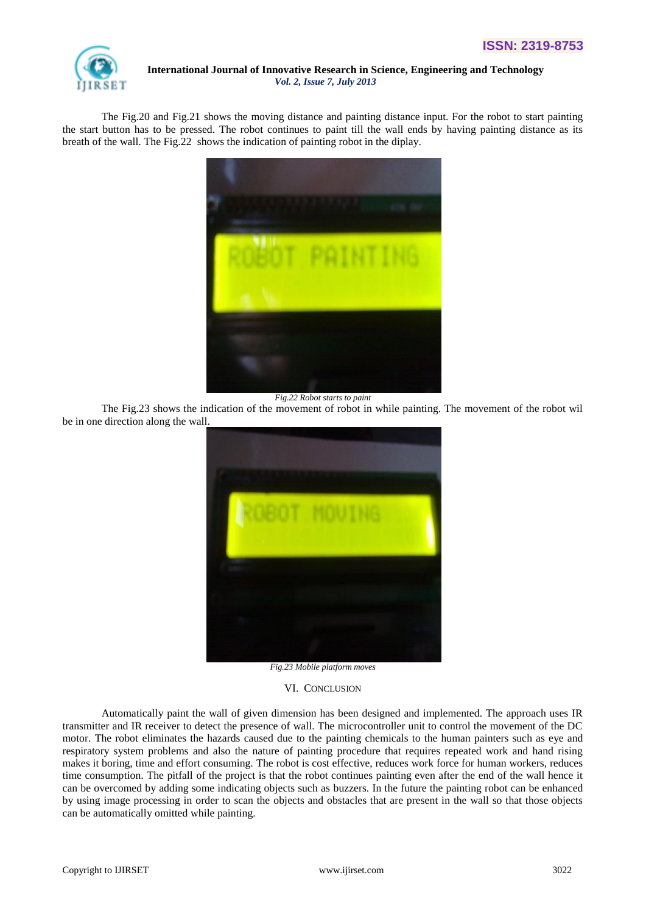The Fig.20 and Fig.21 shows the moving distance and painting distance input. For the robot to start painting the start button has to be pressed. The robot continues to paint till the wall ends by having painting distance as its breath of the wall. The Fig.22 shows the indication of painting robot in the diplay.

*Fig.22 Robot starts to paint*

The Fig.23 shows the indication of the movement of robot in while painting. The movement of the robot wil be in one direction along the wall.

*Fig.23 Mobile platform moves*

## VI. CONCLUSION

Automatically paint the wall of given dimension has been designed and implemented. The approach uses IR transmitter and IR receiver to detect the presence of wall. The microcontroller unit to control the movement of the DC motor. The robot eliminates the hazards caused due to the painting chemicals to the human painters such as eye and respiratory system problems and also the nature of painting procedure that requires repeated work and hand rising makes it boring, time and effort consuming. The robot is cost effective, reduces work force for human workers, reduces time consumption. The pitfall of the project is that the robot continues painting even after the end of the wall hence it can be overcomed by adding some indicating objects such as buzzers. In the future the painting robot can be enhanced by using image processing in order to scan the objects and obstacles that are present in the wall so that those objects can be automatically omitted while painting.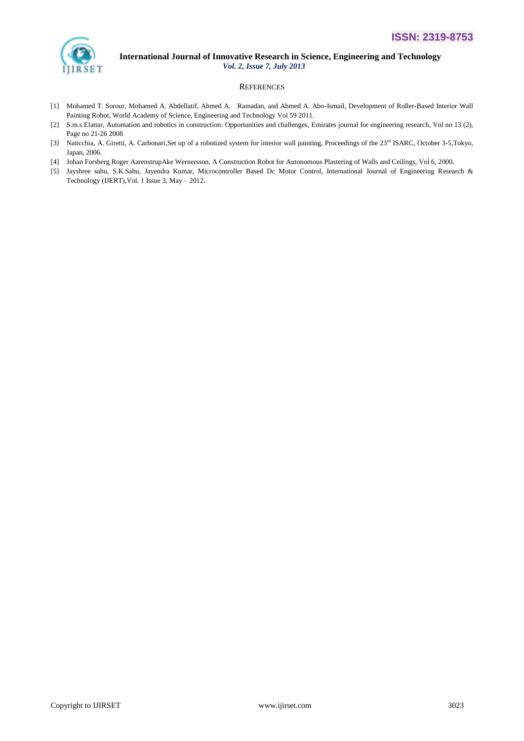## REFERENCES

[1] Mohamed T. Sorour, Mohamed A. Abdellatif, Ahmed A. Ramadan, and Ahmed A. Abo-Ismail, Development of Roller-Based Interior Wall Painting Robot, World Academy of Science, Engineering and Technology Vol 59 2011.

[2] S.m.s.Elattar, Automation and robotics in construction: Opportunities and challenges, Emirates journal for engineering research, Vol no 13 (2), Page no 21-26 2008

[3] Naticchia, A. Giretti, A. Carbonari,Set up of a robotized system for interior wall painting, Proceedings of the 23rd ISARC, October 3-5,Tokyo, Japan, 2006.

[4] Johan Forsberg Roger AarenstrupAke Wernersson, A Construction Robot for Autonomous Plastering of Walls and Ceilings, Vol 6, 2000.

[5] Jayshree sahu, S.K.Sahu, Jayendra Kumar, Microcontroller Based Dc Motor Control, International Journal of Engineering Research & Technology (IJERT),Vol. 1 Issue 3, May – 2012.